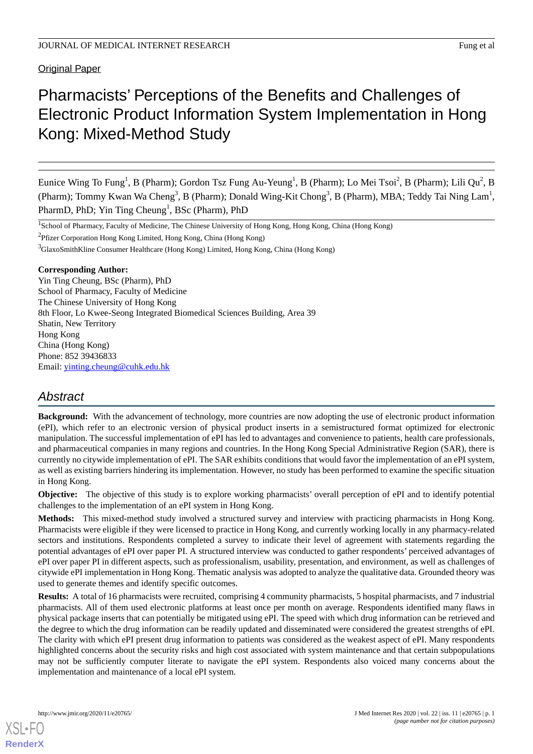Original Paper

# Pharmacists' Perceptions of the Benefits and Challenges of Electronic Product Information System Implementation in Hong Kong: Mixed-Method Study

Eunice Wing To Fung[1], B (Pharm); Gordon Tsz Fung Au-Yeung[1], B (Pharm); Lo Mei Tsoi[2], B (Pharm); Lili Qu[2], B (Pharm); Tommy Kwan Wa Cheng[3], B (Pharm); Donald Wing-Kit Chong[3], B (Pharm), MBA; Teddy Tai Ning Lam[1], PharmD, PhD; Yin Ting Cheung[1], BSc (Pharm), PhD

[1]School of Pharmacy, Faculty of Medicine, The Chinese University of Hong Kong, Hong Kong, China (Hong Kong)

[2]Pfizer Corporation Hong Kong Limited, Hong Kong, China (Hong Kong)

[3]GlaxoSmithKline Consumer Healthcare (Hong Kong) Limited, Hong Kong, China (Hong Kong)

**Corresponding Author:**
Yin Ting Cheung, BSc (Pharm), PhD
School of Pharmacy, Faculty of Medicine
The Chinese University of Hong Kong
8th Floor, Lo Kwee-Seong Integrated Biomedical Sciences Building, Area 39
Shatin, New Territory
Hong Kong
China (Hong Kong)
Phone: 852 39436833
Email: yinting.cheung@cuhk.edu.hk

## Abstract

**Background:** With the advancement of technology, more countries are now adopting the use of electronic product information (ePI), which refer to an electronic version of physical product inserts in a semistructured format optimized for electronic manipulation. The successful implementation of ePI has led to advantages and convenience to patients, health care professionals, and pharmaceutical companies in many regions and countries. In the Hong Kong Special Administrative Region (SAR), there is currently no citywide implementation of ePI. The SAR exhibits conditions that would favor the implementation of an ePI system, as well as existing barriers hindering its implementation. However, no study has been performed to examine the specific situation in Hong Kong.

**Objective:** The objective of this study is to explore working pharmacists' overall perception of ePI and to identify potential challenges to the implementation of an ePI system in Hong Kong.

**Methods:** This mixed-method study involved a structured survey and interview with practicing pharmacists in Hong Kong. Pharmacists were eligible if they were licensed to practice in Hong Kong, and currently working locally in any pharmacy-related sectors and institutions. Respondents completed a survey to indicate their level of agreement with statements regarding the potential advantages of ePI over paper PI. A structured interview was conducted to gather respondents' perceived advantages of ePI over paper PI in different aspects, such as professionalism, usability, presentation, and environment, as well as challenges of citywide ePI implementation in Hong Kong. Thematic analysis was adopted to analyze the qualitative data. Grounded theory was used to generate themes and identify specific outcomes.

**Results:** A total of 16 pharmacists were recruited, comprising 4 community pharmacists, 5 hospital pharmacists, and 7 industrial pharmacists. All of them used electronic platforms at least once per month on average. Respondents identified many flaws in physical package inserts that can potentially be mitigated using ePI. The speed with which drug information can be retrieved and the degree to which the drug information can be readily updated and disseminated were considered the greatest strengths of ePI. The clarity with which ePI present drug information to patients was considered as the weakest aspect of ePI. Many respondents highlighted concerns about the security risks and high cost associated with system maintenance and that certain subpopulations may not be sufficiently computer literate to navigate the ePI system. Respondents also voiced many concerns about the implementation and maintenance of a local ePI system.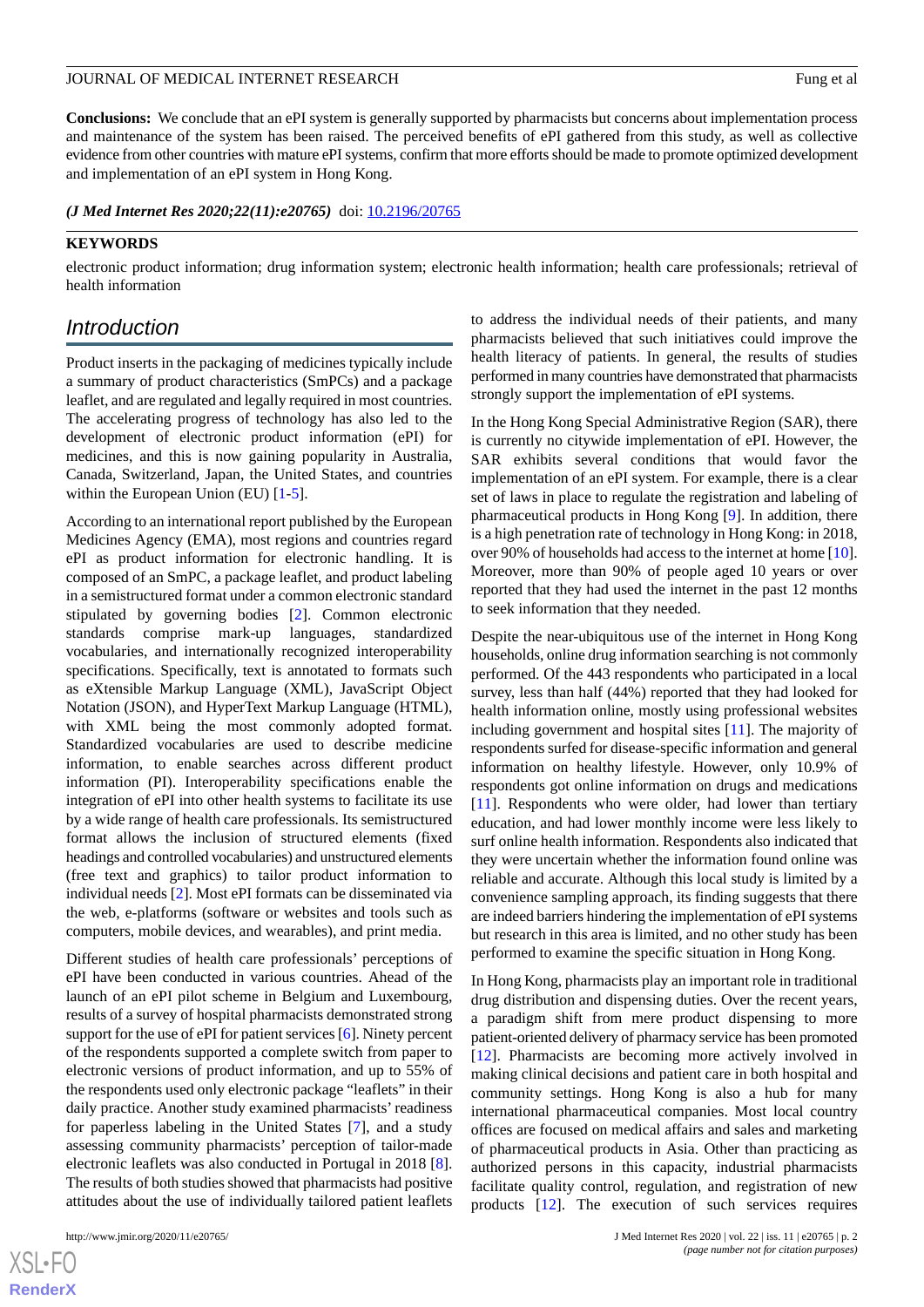**Conclusions:** We conclude that an ePI system is generally supported by pharmacists but concerns about implementation process and maintenance of the system has been raised. The perceived benefits of ePI gathered from this study, as well as collective evidence from other countries with mature ePI systems, confirm that more efforts should be made to promote optimized development and implementation of an ePI system in Hong Kong.

***(J Med Internet Res 2020;22(11):e20765)*** doi: 10.2196/20765

**KEYWORDS**

electronic product information; drug information system; electronic health information; health care professionals; retrieval of health information

## Introduction

Product inserts in the packaging of medicines typically include a summary of product characteristics (SmPCs) and a package leaflet, and are regulated and legally required in most countries. The accelerating progress of technology has also led to the development of electronic product information (ePI) for medicines, and this is now gaining popularity in Australia, Canada, Switzerland, Japan, the United States, and countries within the European Union (EU) [1-5].

According to an international report published by the European Medicines Agency (EMA), most regions and countries regard ePI as product information for electronic handling. It is composed of an SmPC, a package leaflet, and product labeling in a semistructured format under a common electronic standard stipulated by governing bodies [2]. Common electronic standards comprise mark-up languages, standardized vocabularies, and internationally recognized interoperability specifications. Specifically, text is annotated to formats such as eXtensible Markup Language (XML), JavaScript Object Notation (JSON), and HyperText Markup Language (HTML), with XML being the most commonly adopted format. Standardized vocabularies are used to describe medicine information, to enable searches across different product information (PI). Interoperability specifications enable the integration of ePI into other health systems to facilitate its use by a wide range of health care professionals. Its semistructured format allows the inclusion of structured elements (fixed headings and controlled vocabularies) and unstructured elements (free text and graphics) to tailor product information to individual needs [2]. Most ePI formats can be disseminated via the web, e-platforms (software or websites and tools such as computers, mobile devices, and wearables), and print media.

Different studies of health care professionals' perceptions of ePI have been conducted in various countries. Ahead of the launch of an ePI pilot scheme in Belgium and Luxembourg, results of a survey of hospital pharmacists demonstrated strong support for the use of ePI for patient services [6]. Ninety percent of the respondents supported a complete switch from paper to electronic versions of product information, and up to 55% of the respondents used only electronic package "leaflets" in their daily practice. Another study examined pharmacists' readiness for paperless labeling in the United States [7], and a study assessing community pharmacists' perception of tailor-made electronic leaflets was also conducted in Portugal in 2018 [8]. The results of both studies showed that pharmacists had positive attitudes about the use of individually tailored patient leaflets to address the individual needs of their patients, and many pharmacists believed that such initiatives could improve the health literacy of patients. In general, the results of studies performed in many countries have demonstrated that pharmacists strongly support the implementation of ePI systems.

In the Hong Kong Special Administrative Region (SAR), there is currently no citywide implementation of ePI. However, the SAR exhibits several conditions that would favor the implementation of an ePI system. For example, there is a clear set of laws in place to regulate the registration and labeling of pharmaceutical products in Hong Kong [9]. In addition, there is a high penetration rate of technology in Hong Kong: in 2018, over 90% of households had access to the internet at home [10]. Moreover, more than 90% of people aged 10 years or over reported that they had used the internet in the past 12 months to seek information that they needed.

Despite the near-ubiquitous use of the internet in Hong Kong households, online drug information searching is not commonly performed. Of the 443 respondents who participated in a local survey, less than half (44%) reported that they had looked for health information online, mostly using professional websites including government and hospital sites [11]. The majority of respondents surfed for disease-specific information and general information on healthy lifestyle. However, only 10.9% of respondents got online information on drugs and medications [11]. Respondents who were older, had lower than tertiary education, and had lower monthly income were less likely to surf online health information. Respondents also indicated that they were uncertain whether the information found online was reliable and accurate. Although this local study is limited by a convenience sampling approach, its finding suggests that there are indeed barriers hindering the implementation of ePI systems but research in this area is limited, and no other study has been performed to examine the specific situation in Hong Kong.

In Hong Kong, pharmacists play an important role in traditional drug distribution and dispensing duties. Over the recent years, a paradigm shift from mere product dispensing to more patient-oriented delivery of pharmacy service has been promoted [12]. Pharmacists are becoming more actively involved in making clinical decisions and patient care in both hospital and community settings. Hong Kong is also a hub for many international pharmaceutical companies. Most local country offices are focused on medical affairs and sales and marketing of pharmaceutical products in Asia. Other than practicing as authorized persons in this capacity, industrial pharmacists facilitate quality control, regulation, and registration of new products [12]. The execution of such services requires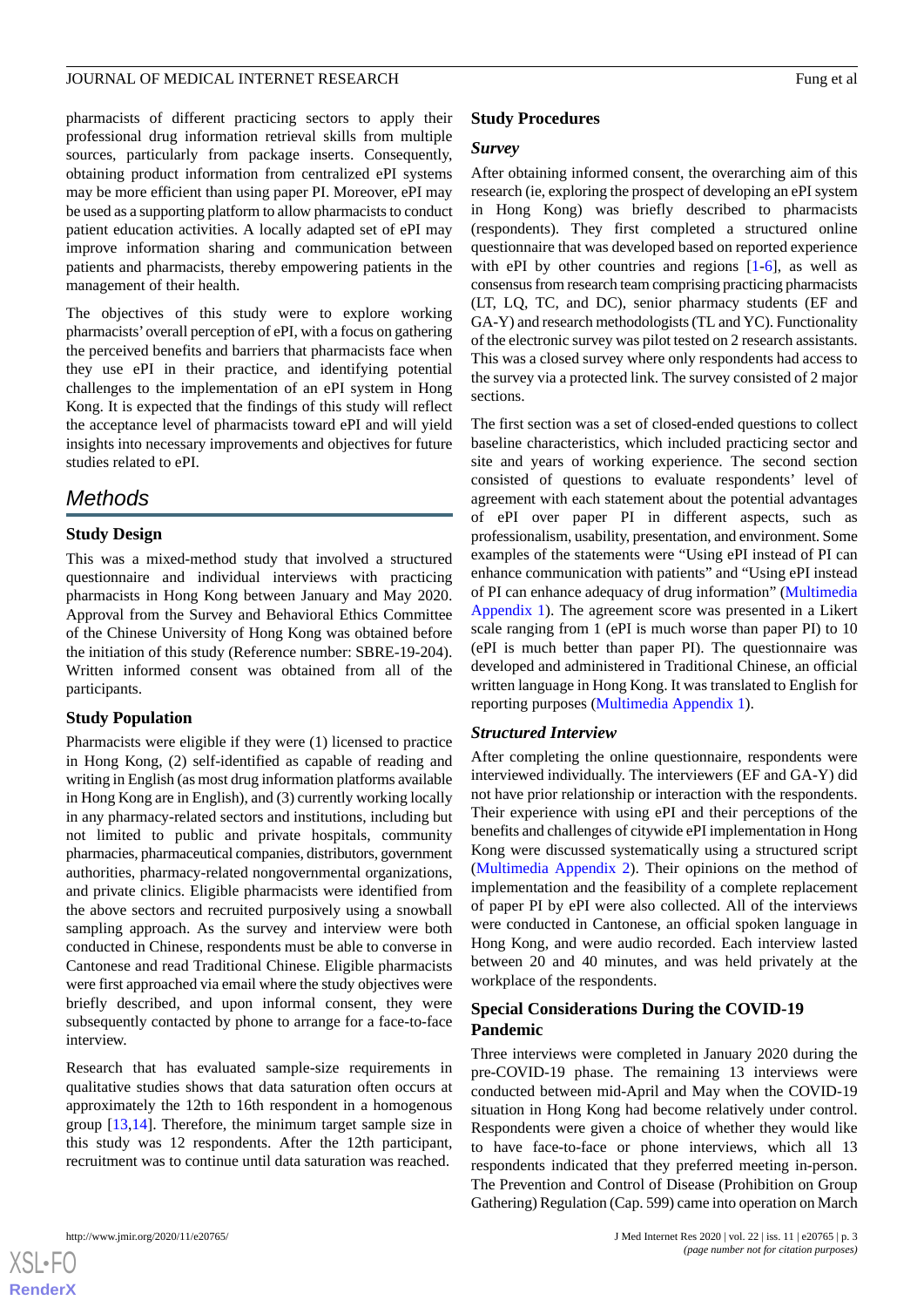pharmacists of different practicing sectors to apply their professional drug information retrieval skills from multiple sources, particularly from package inserts. Consequently, obtaining product information from centralized ePI systems may be more efficient than using paper PI. Moreover, ePI may be used as a supporting platform to allow pharmacists to conduct patient education activities. A locally adapted set of ePI may improve information sharing and communication between patients and pharmacists, thereby empowering patients in the management of their health.

The objectives of this study were to explore working pharmacists' overall perception of ePI, with a focus on gathering the perceived benefits and barriers that pharmacists face when they use ePI in their practice, and identifying potential challenges to the implementation of an ePI system in Hong Kong. It is expected that the findings of this study will reflect the acceptance level of pharmacists toward ePI and will yield insights into necessary improvements and objectives for future studies related to ePI.

## Methods

### Study Design

This was a mixed-method study that involved a structured questionnaire and individual interviews with practicing pharmacists in Hong Kong between January and May 2020. Approval from the Survey and Behavioral Ethics Committee of the Chinese University of Hong Kong was obtained before the initiation of this study (Reference number: SBRE-19-204). Written informed consent was obtained from all of the participants.

### Study Population

Pharmacists were eligible if they were (1) licensed to practice in Hong Kong, (2) self-identified as capable of reading and writing in English (as most drug information platforms available in Hong Kong are in English), and (3) currently working locally in any pharmacy-related sectors and institutions, including but not limited to public and private hospitals, community pharmacies, pharmaceutical companies, distributors, government authorities, pharmacy-related nongovernmental organizations, and private clinics. Eligible pharmacists were identified from the above sectors and recruited purposively using a snowball sampling approach. As the survey and interview were both conducted in Chinese, respondents must be able to converse in Cantonese and read Traditional Chinese. Eligible pharmacists were first approached via email where the study objectives were briefly described, and upon informal consent, they were subsequently contacted by phone to arrange for a face-to-face interview.

Research that has evaluated sample-size requirements in qualitative studies shows that data saturation often occurs at approximately the 12th to 16th respondent in a homogenous group [13,14]. Therefore, the minimum target sample size in this study was 12 respondents. After the 12th participant, recruitment was to continue until data saturation was reached.

### Study Procedures

#### Survey

After obtaining informed consent, the overarching aim of this research (ie, exploring the prospect of developing an ePI system in Hong Kong) was briefly described to pharmacists (respondents). They first completed a structured online questionnaire that was developed based on reported experience with ePI by other countries and regions [1-6], as well as consensus from research team comprising practicing pharmacists (LT, LQ, TC, and DC), senior pharmacy students (EF and GA-Y) and research methodologists (TL and YC). Functionality of the electronic survey was pilot tested on 2 research assistants. This was a closed survey where only respondents had access to the survey via a protected link. The survey consisted of 2 major sections.

The first section was a set of closed-ended questions to collect baseline characteristics, which included practicing sector and site and years of working experience. The second section consisted of questions to evaluate respondents' level of agreement with each statement about the potential advantages of ePI over paper PI in different aspects, such as professionalism, usability, presentation, and environment. Some examples of the statements were "Using ePI instead of PI can enhance communication with patients" and "Using ePI instead of PI can enhance adequacy of drug information" (Multimedia Appendix 1). The agreement score was presented in a Likert scale ranging from 1 (ePI is much worse than paper PI) to 10 (ePI is much better than paper PI). The questionnaire was developed and administered in Traditional Chinese, an official written language in Hong Kong. It was translated to English for reporting purposes (Multimedia Appendix 1).

#### Structured Interview

After completing the online questionnaire, respondents were interviewed individually. The interviewers (EF and GA-Y) did not have prior relationship or interaction with the respondents. Their experience with using ePI and their perceptions of the benefits and challenges of citywide ePI implementation in Hong Kong were discussed systematically using a structured script (Multimedia Appendix 2). Their opinions on the method of implementation and the feasibility of a complete replacement of paper PI by ePI were also collected. All of the interviews were conducted in Cantonese, an official spoken language in Hong Kong, and were audio recorded. Each interview lasted between 20 and 40 minutes, and was held privately at the workplace of the respondents.

### Special Considerations During the COVID-19 Pandemic

Three interviews were completed in January 2020 during the pre-COVID-19 phase. The remaining 13 interviews were conducted between mid-April and May when the COVID-19 situation in Hong Kong had become relatively under control. Respondents were given a choice of whether they would like to have face-to-face or phone interviews, which all 13 respondents indicated that they preferred meeting in-person. The Prevention and Control of Disease (Prohibition on Group Gathering) Regulation (Cap. 599) came into operation on March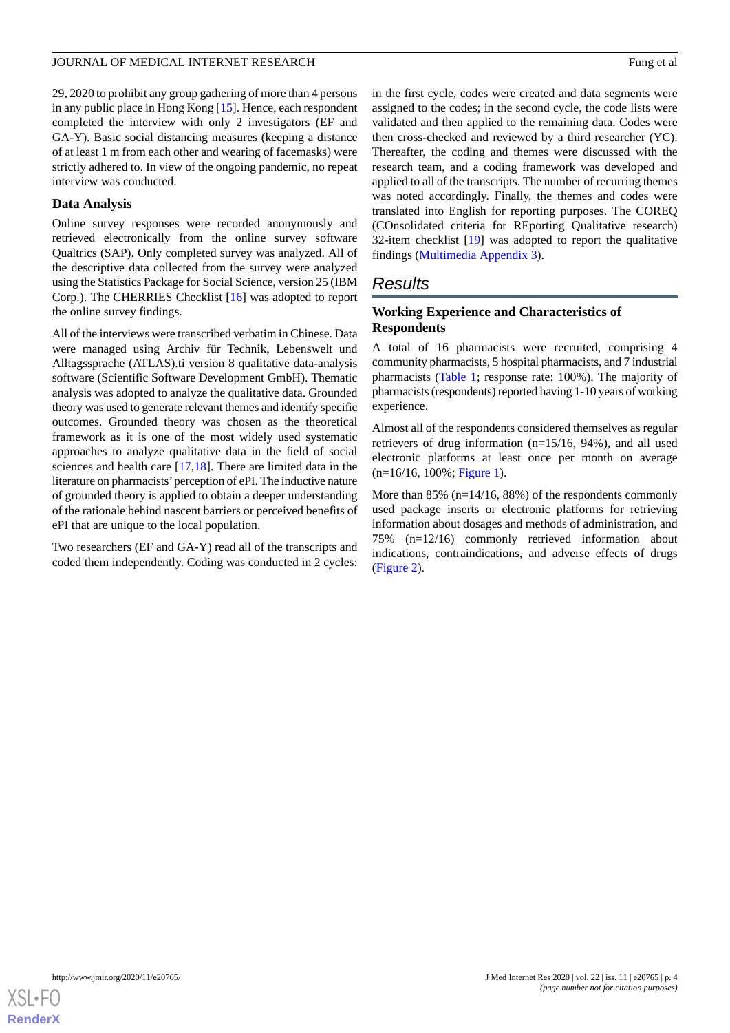29, 2020 to prohibit any group gathering of more than 4 persons in any public place in Hong Kong [15]. Hence, each respondent completed the interview with only 2 investigators (EF and GA-Y). Basic social distancing measures (keeping a distance of at least 1 m from each other and wearing of facemasks) were strictly adhered to. In view of the ongoing pandemic, no repeat interview was conducted.

### Data Analysis

Online survey responses were recorded anonymously and retrieved electronically from the online survey software Qualtrics (SAP). Only completed survey was analyzed. All of the descriptive data collected from the survey were analyzed using the Statistics Package for Social Science, version 25 (IBM Corp.). The CHERRIES Checklist [16] was adopted to report the online survey findings.

All of the interviews were transcribed verbatim in Chinese. Data were managed using Archiv für Technik, Lebenswelt und Alltagssprache (ATLAS).ti version 8 qualitative data-analysis software (Scientific Software Development GmbH). Thematic analysis was adopted to analyze the qualitative data. Grounded theory was used to generate relevant themes and identify specific outcomes. Grounded theory was chosen as the theoretical framework as it is one of the most widely used systematic approaches to analyze qualitative data in the field of social sciences and health care [17,18]. There are limited data in the literature on pharmacists' perception of ePI. The inductive nature of grounded theory is applied to obtain a deeper understanding of the rationale behind nascent barriers or perceived benefits of ePI that are unique to the local population.

Two researchers (EF and GA-Y) read all of the transcripts and coded them independently. Coding was conducted in 2 cycles: in the first cycle, codes were created and data segments were assigned to the codes; in the second cycle, the code lists were validated and then applied to the remaining data. Codes were then cross-checked and reviewed by a third researcher (YC). Thereafter, the coding and themes were discussed with the research team, and a coding framework was developed and applied to all of the transcripts. The number of recurring themes was noted accordingly. Finally, the themes and codes were translated into English for reporting purposes. The COREQ (COnsolidated criteria for REporting Qualitative research) 32-item checklist [19] was adopted to report the qualitative findings (Multimedia Appendix 3).

## Results

### Working Experience and Characteristics of Respondents

A total of 16 pharmacists were recruited, comprising 4 community pharmacists, 5 hospital pharmacists, and 7 industrial pharmacists (Table 1; response rate: 100%). The majority of pharmacists (respondents) reported having 1-10 years of working experience.

Almost all of the respondents considered themselves as regular retrievers of drug information (n=15/16, 94%), and all used electronic platforms at least once per month on average (n=16/16, 100%; Figure 1).

More than 85% (n=14/16, 88%) of the respondents commonly used package inserts or electronic platforms for retrieving information about dosages and methods of administration, and 75% (n=12/16) commonly retrieved information about indications, contraindications, and adverse effects of drugs (Figure 2).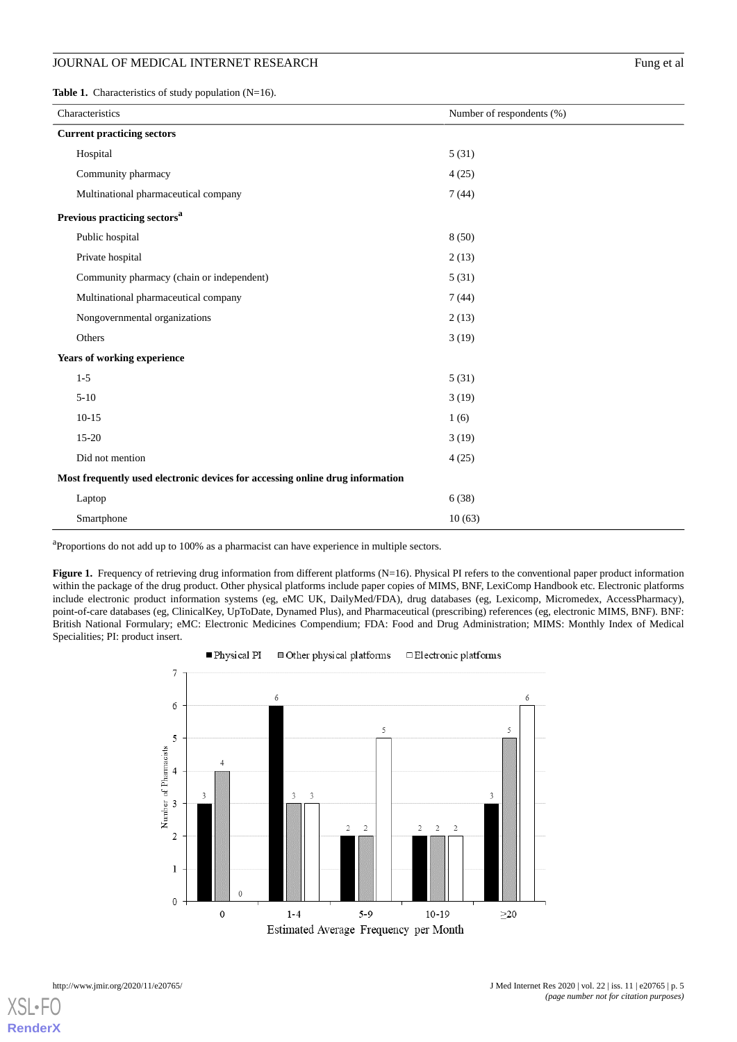**Table 1.** Characteristics of study population (N=16).

| Characteristics | Number of respondents (%) |
|---|---|
| **Current practicing sectors** | |
| Hospital | 5 (31) |
| Community pharmacy | 4 (25) |
| Multinational pharmaceutical company | 7 (44) |
| **Previous practicing sectors**[a] | |
| Public hospital | 8 (50) |
| Private hospital | 2 (13) |
| Community pharmacy (chain or independent) | 5 (31) |
| Multinational pharmaceutical company | 7 (44) |
| Nongovernmental organizations | 2 (13) |
| Others | 3 (19) |
| **Years of working experience** | |
| 1-5 | 5 (31) |
| 5-10 | 3 (19) |
| 10-15 | 1 (6) |
| 15-20 | 3 (19) |
| Did not mention | 4 (25) |
| **Most frequently used electronic devices for accessing online drug information** | |
| Laptop | 6 (38) |
| Smartphone | 10 (63) |

[a]Proportions do not add up to 100% as a pharmacist can have experience in multiple sectors.

**Figure 1.** Frequency of retrieving drug information from different platforms (N=16). Physical PI refers to the conventional paper product information within the package of the drug product. Other physical platforms include paper copies of MIMS, BNF, LexiComp Handbook etc. Electronic platforms include electronic product information systems (eg, eMC UK, DailyMed/FDA), drug databases (eg, Lexicomp, Micromedex, AccessPharmacy), point-of-care databases (eg, ClinicalKey, UpToDate, Dynamed Plus), and Pharmaceutical (prescribing) references (eg, electronic MIMS, BNF). BNF: British National Formulary; eMC: Electronic Medicines Compendium; FDA: Food and Drug Administration; MIMS: Monthly Index of Medical Specialities; PI: product insert.

| Estimated Average Frequency per Month | Physical PI | Other physical platforms | Electronic platforms |
|---|---|---|---|
| 0 | 3 | 4 | 0 |
| 1-4 | 6 | 3 | 3 |
| 5-9 | 2 | 2 | 5 |
| 10-19 | 2 | 2 | 2 |
| ≥20 | 3 | 5 | 6 |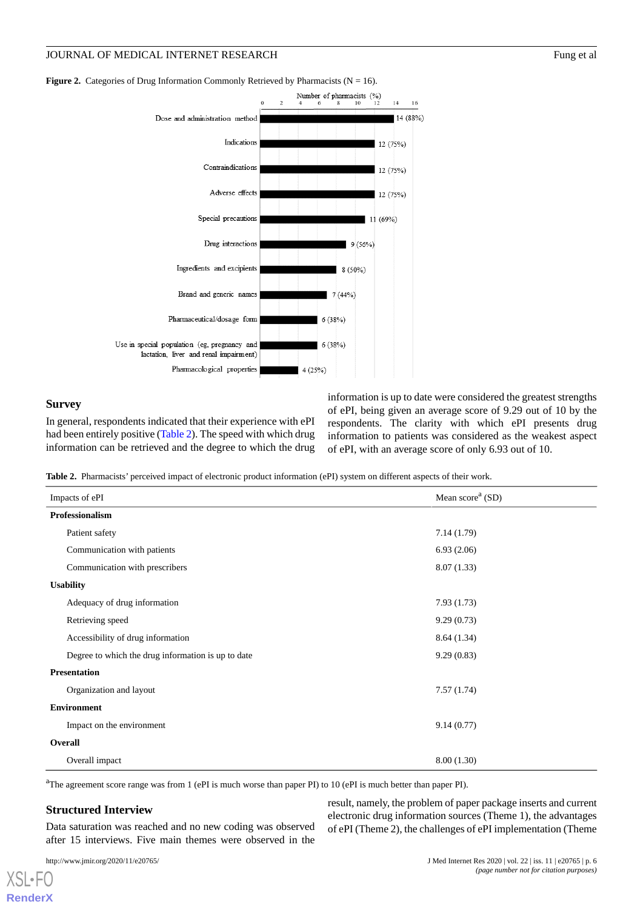**Figure 2.** Categories of Drug Information Commonly Retrieved by Pharmacists (N = 16).

| Category | Number of pharmacists (%) |
|---|---|
| Dose and administration method | 14 (88%) |
| Indications | 12 (75%) |
| Contraindications | 12 (75%) |
| Adverse effects | 12 (75%) |
| Special precautions | 11 (69%) |
| Drug interactions | 9 (56%) |
| Ingredients and excipients | 8 (50%) |
| Brand and generic names | 7 (44%) |
| Pharmaceutical/dosage form | 6 (38%) |
| Use in special population (eg, pregnancy and lactation, liver and renal impairment) | 6 (38%) |
| Pharmacological properties | 4 (25%) |

## Survey

In general, respondents indicated that their experience with ePI had been entirely positive (Table 2). The speed with which drug information can be retrieved and the degree to which the drug information is up to date were considered the greatest strengths of ePI, being given an average score of 9.29 out of 10 by the respondents. The clarity with which ePI presents drug information to patients was considered the weakest aspect of ePI, with an average score of only 6.93 out of 10.

**Table 2.** Pharmacists' perceived impact of electronic product information (ePI) system on different aspects of their work.

| Impacts of ePI | Mean score[a] (SD) |
|---|---|
| **Professionalism** | |
| Patient safety | 7.14 (1.79) |
| Communication with patients | 6.93 (2.06) |
| Communication with prescribers | 8.07 (1.33) |
| **Usability** | |
| Adequacy of drug information | 7.93 (1.73) |
| Retrieving speed | 9.29 (0.73) |
| Accessibility of drug information | 8.64 (1.34) |
| Degree to which the drug information is up to date | 9.29 (0.83) |
| **Presentation** | |
| Organization and layout | 7.57 (1.74) |
| **Environment** | |
| Impact on the environment | 9.14 (0.77) |
| **Overall** | |
| Overall impact | 8.00 (1.30) |

[a]The agreement score range was from 1 (ePI is much worse than paper PI) to 10 (ePI is much better than paper PI).

## Structured Interview

Data saturation was reached and no new coding was observed after 15 interviews. Five main themes were observed in the result, namely, the problem of paper package inserts and current electronic drug information sources (Theme 1), the advantages of ePI (Theme 2), the challenges of ePI implementation (Theme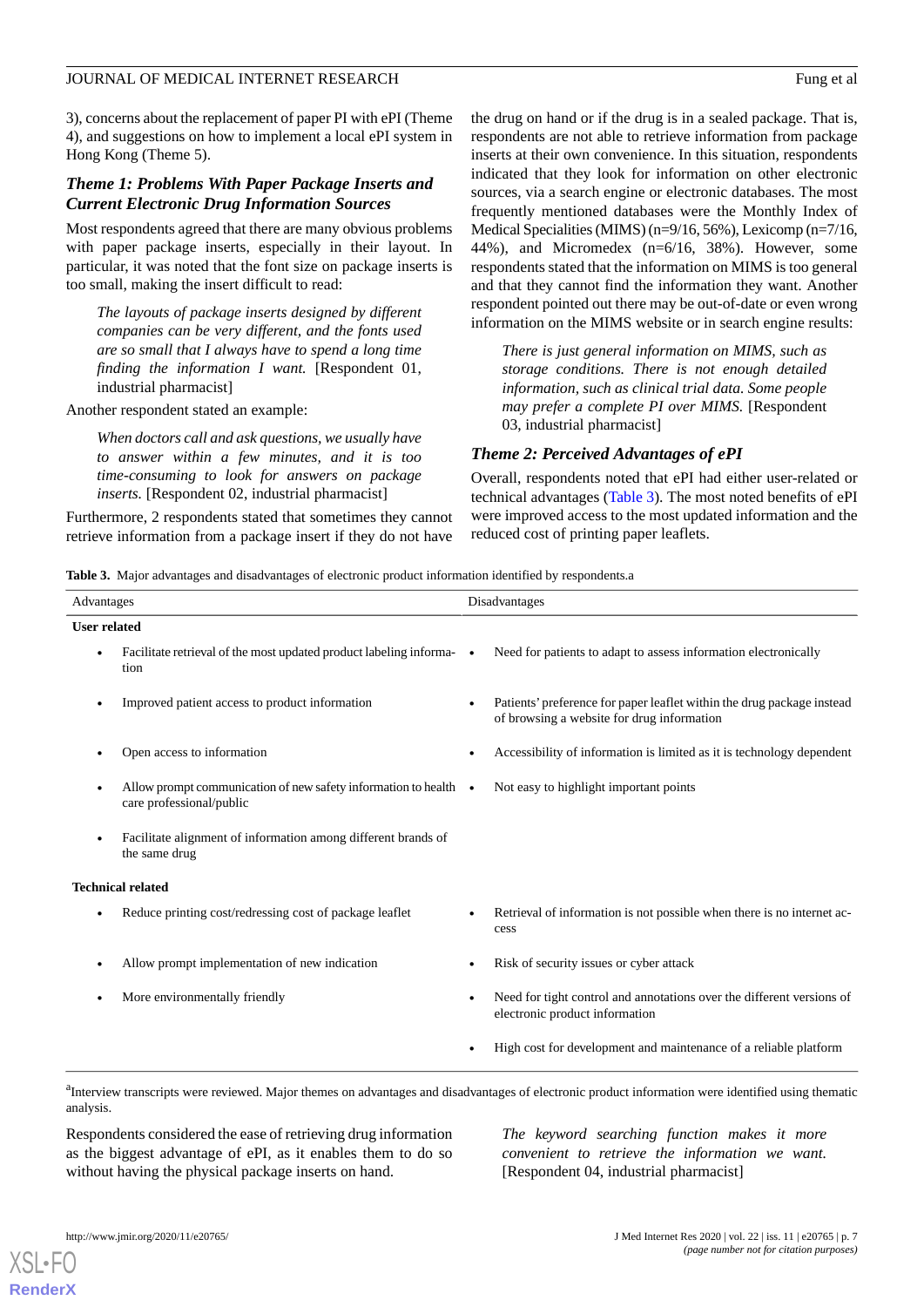3), concerns about the replacement of paper PI with ePI (Theme 4), and suggestions on how to implement a local ePI system in Hong Kong (Theme 5).

### Theme 1: Problems With Paper Package Inserts and Current Electronic Drug Information Sources

Most respondents agreed that there are many obvious problems with paper package inserts, especially in their layout. In particular, it was noted that the font size on package inserts is too small, making the insert difficult to read:

> *The layouts of package inserts designed by different companies can be very different, and the fonts used are so small that I always have to spend a long time finding the information I want.* [Respondent 01, industrial pharmacist]

Another respondent stated an example:

> *When doctors call and ask questions, we usually have to answer within a few minutes, and it is too time-consuming to look for answers on package inserts.* [Respondent 02, industrial pharmacist]

Furthermore, 2 respondents stated that sometimes they cannot retrieve information from a package insert if they do not have the drug on hand or if the drug is in a sealed package. That is, respondents are not able to retrieve information from package inserts at their own convenience. In this situation, respondents indicated that they look for information on other electronic sources, via a search engine or electronic databases. The most frequently mentioned databases were the Monthly Index of Medical Specialities (MIMS) (n=9/16, 56%), Lexicomp (n=7/16, 44%), and Micromedex (n=6/16, 38%). However, some respondents stated that the information on MIMS is too general and that they cannot find the information they want. Another respondent pointed out there may be out-of-date or even wrong information on the MIMS website or in search engine results:

> *There is just general information on MIMS, such as storage conditions. There is not enough detailed information, such as clinical trial data. Some people may prefer a complete PI over MIMS.* [Respondent 03, industrial pharmacist]

### Theme 2: Perceived Advantages of ePI

Overall, respondents noted that ePI had either user-related or technical advantages (Table 3). The most noted benefits of ePI were improved access to the most updated information and the reduced cost of printing paper leaflets.

**Table 3.** Major advantages and disadvantages of electronic product information identified by respondents.[a]

| Advantages | Disadvantages |
|---|---|
| **User related** | |
| • Facilitate retrieval of the most updated product labeling information | • Need for patients to adapt to assess information electronically |
| • Improved patient access to product information | • Patients' preference for paper leaflet within the drug package instead of browsing a website for drug information |
| • Open access to information | • Accessibility of information is limited as it is technology dependent |
| • Allow prompt communication of new safety information to health care professional/public | • Not easy to highlight important points |
| • Facilitate alignment of information among different brands of the same drug | |
| **Technical related** | |
| • Reduce printing cost/redressing cost of package leaflet | • Retrieval of information is not possible when there is no internet access |
| • Allow prompt implementation of new indication | • Risk of security issues or cyber attack |
| • More environmentally friendly | • Need for tight control and annotations over the different versions of electronic product information |
| | • High cost for development and maintenance of a reliable platform |

[a]Interview transcripts were reviewed. Major themes on advantages and disadvantages of electronic product information were identified using thematic analysis.

Respondents considered the ease of retrieving drug information as the biggest advantage of ePI, as it enables them to do so without having the physical package inserts on hand.

> *The keyword searching function makes it more convenient to retrieve the information we want.* [Respondent 04, industrial pharmacist]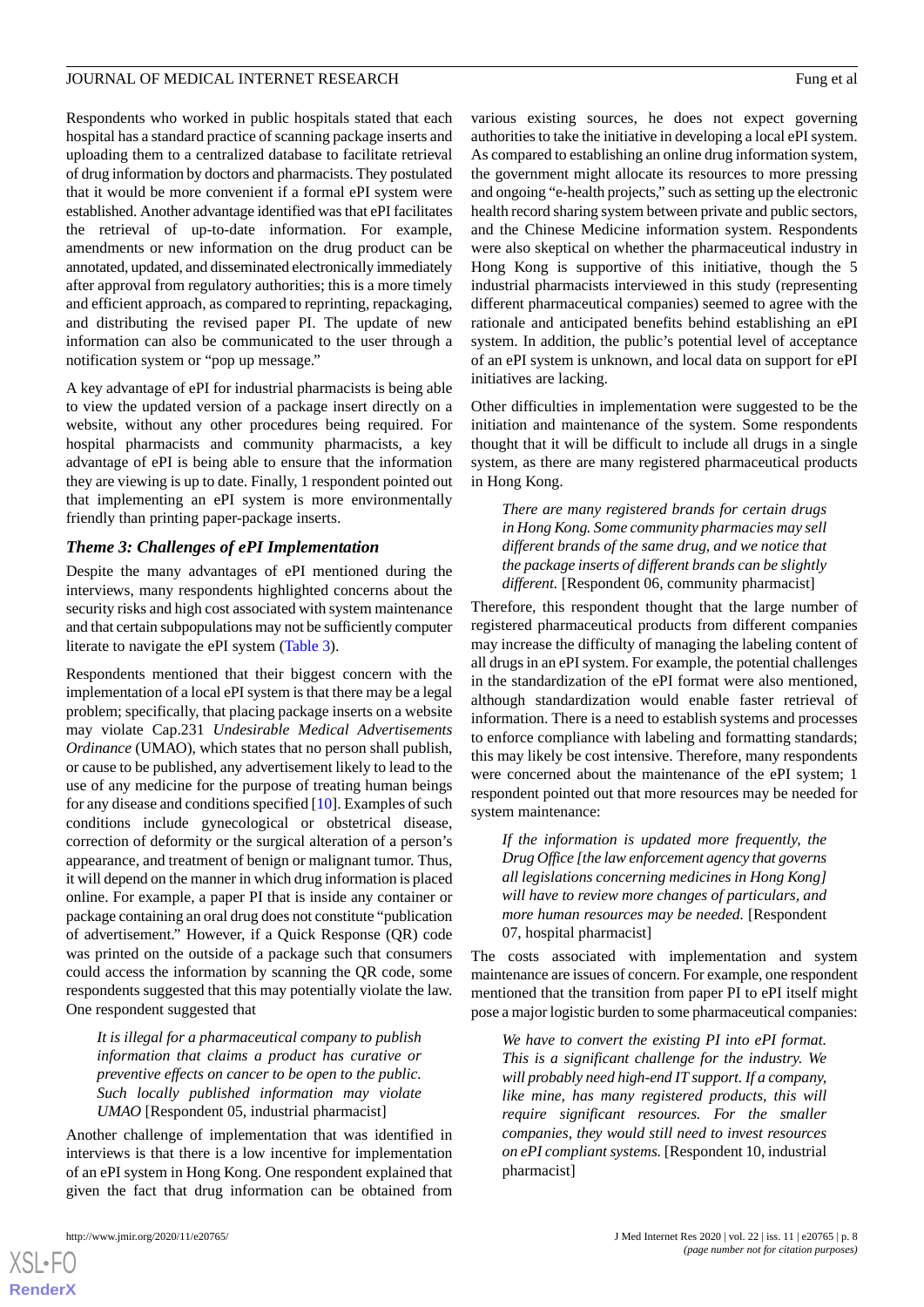Respondents who worked in public hospitals stated that each hospital has a standard practice of scanning package inserts and uploading them to a centralized database to facilitate retrieval of drug information by doctors and pharmacists. They postulated that it would be more convenient if a formal ePI system were established. Another advantage identified was that ePI facilitates the retrieval of up-to-date information. For example, amendments or new information on the drug product can be annotated, updated, and disseminated electronically immediately after approval from regulatory authorities; this is a more timely and efficient approach, as compared to reprinting, repackaging, and distributing the revised paper PI. The update of new information can also be communicated to the user through a notification system or "pop up message."

A key advantage of ePI for industrial pharmacists is being able to view the updated version of a package insert directly on a website, without any other procedures being required. For hospital pharmacists and community pharmacists, a key advantage of ePI is being able to ensure that the information they are viewing is up to date. Finally, 1 respondent pointed out that implementing an ePI system is more environmentally friendly than printing paper-package inserts.

### *Theme 3: Challenges of ePI Implementation*

Despite the many advantages of ePI mentioned during the interviews, many respondents highlighted concerns about the security risks and high cost associated with system maintenance and that certain subpopulations may not be sufficiently computer literate to navigate the ePI system (Table 3).

Respondents mentioned that their biggest concern with the implementation of a local ePI system is that there may be a legal problem; specifically, that placing package inserts on a website may violate Cap.231 *Undesirable Medical Advertisements Ordinance* (UMAO), which states that no person shall publish, or cause to be published, any advertisement likely to lead to the use of any medicine for the purpose of treating human beings for any disease and conditions specified [10]. Examples of such conditions include gynecological or obstetrical disease, correction of deformity or the surgical alteration of a person's appearance, and treatment of benign or malignant tumor. Thus, it will depend on the manner in which drug information is placed online. For example, a paper PI that is inside any container or package containing an oral drug does not constitute "publication of advertisement." However, if a Quick Response (QR) code was printed on the outside of a package such that consumers could access the information by scanning the QR code, some respondents suggested that this may potentially violate the law. One respondent suggested that

> *It is illegal for a pharmaceutical company to publish information that claims a product has curative or preventive effects on cancer to be open to the public. Such locally published information may violate UMAO* [Respondent 05, industrial pharmacist]

Another challenge of implementation that was identified in interviews is that there is a low incentive for implementation of an ePI system in Hong Kong. One respondent explained that given the fact that drug information can be obtained from various existing sources, he does not expect governing authorities to take the initiative in developing a local ePI system. As compared to establishing an online drug information system, the government might allocate its resources to more pressing and ongoing "e-health projects," such as setting up the electronic health record sharing system between private and public sectors, and the Chinese Medicine information system. Respondents were also skeptical on whether the pharmaceutical industry in Hong Kong is supportive of this initiative, though the 5 industrial pharmacists interviewed in this study (representing different pharmaceutical companies) seemed to agree with the rationale and anticipated benefits behind establishing an ePI system. In addition, the public's potential level of acceptance of an ePI system is unknown, and local data on support for ePI initiatives are lacking.

Other difficulties in implementation were suggested to be the initiation and maintenance of the system. Some respondents thought that it will be difficult to include all drugs in a single system, as there are many registered pharmaceutical products in Hong Kong.

> *There are many registered brands for certain drugs in Hong Kong. Some community pharmacies may sell different brands of the same drug, and we notice that the package inserts of different brands can be slightly different.* [Respondent 06, community pharmacist]

Therefore, this respondent thought that the large number of registered pharmaceutical products from different companies may increase the difficulty of managing the labeling content of all drugs in an ePI system. For example, the potential challenges in the standardization of the ePI format were also mentioned, although standardization would enable faster retrieval of information. There is a need to establish systems and processes to enforce compliance with labeling and formatting standards; this may likely be cost intensive. Therefore, many respondents were concerned about the maintenance of the ePI system; 1 respondent pointed out that more resources may be needed for system maintenance:

> *If the information is updated more frequently, the Drug Office [the law enforcement agency that governs all legislations concerning medicines in Hong Kong] will have to review more changes of particulars, and more human resources may be needed.* [Respondent 07, hospital pharmacist]

The costs associated with implementation and system maintenance are issues of concern. For example, one respondent mentioned that the transition from paper PI to ePI itself might pose a major logistic burden to some pharmaceutical companies:

> *We have to convert the existing PI into ePI format. This is a significant challenge for the industry. We will probably need high-end IT support. If a company, like mine, has many registered products, this will require significant resources. For the smaller companies, they would still need to invest resources on ePI compliant systems.* [Respondent 10, industrial pharmacist]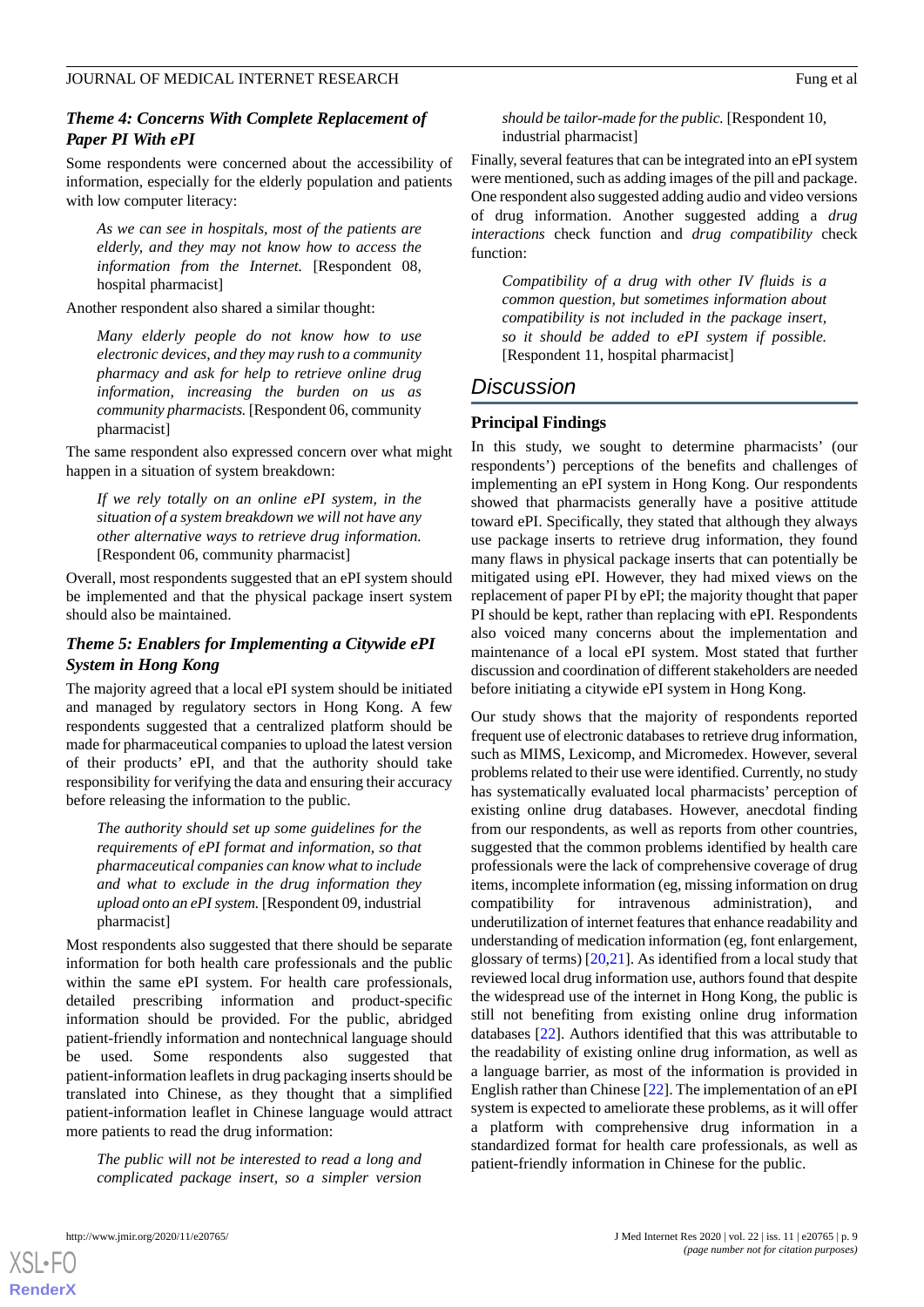### *Theme 4: Concerns With Complete Replacement of Paper PI With ePI*

Some respondents were concerned about the accessibility of information, especially for the elderly population and patients with low computer literacy:

> *As we can see in hospitals, most of the patients are elderly, and they may not know how to access the information from the Internet.* [Respondent 08, hospital pharmacist]

Another respondent also shared a similar thought:

> *Many elderly people do not know how to use electronic devices, and they may rush to a community pharmacy and ask for help to retrieve online drug information, increasing the burden on us as community pharmacists.* [Respondent 06, community pharmacist]

The same respondent also expressed concern over what might happen in a situation of system breakdown:

> *If we rely totally on an online ePI system, in the situation of a system breakdown we will not have any other alternative ways to retrieve drug information.* [Respondent 06, community pharmacist]

Overall, most respondents suggested that an ePI system should be implemented and that the physical package insert system should also be maintained.

### *Theme 5: Enablers for Implementing a Citywide ePI System in Hong Kong*

The majority agreed that a local ePI system should be initiated and managed by regulatory sectors in Hong Kong. A few respondents suggested that a centralized platform should be made for pharmaceutical companies to upload the latest version of their products' ePI, and that the authority should take responsibility for verifying the data and ensuring their accuracy before releasing the information to the public.

> *The authority should set up some guidelines for the requirements of ePI format and information, so that pharmaceutical companies can know what to include and what to exclude in the drug information they upload onto an ePI system.* [Respondent 09, industrial pharmacist]

Most respondents also suggested that there should be separate information for both health care professionals and the public within the same ePI system. For health care professionals, detailed prescribing information and product-specific information should be provided. For the public, abridged patient-friendly information and nontechnical language should be used. Some respondents also suggested that patient-information leaflets in drug packaging inserts should be translated into Chinese, as they thought that a simplified patient-information leaflet in Chinese language would attract more patients to read the drug information:

> *The public will not be interested to read a long and complicated package insert, so a simpler version should be tailor-made for the public.* [Respondent 10, industrial pharmacist]

Finally, several features that can be integrated into an ePI system were mentioned, such as adding images of the pill and package. One respondent also suggested adding audio and video versions of drug information. Another suggested adding a *drug interactions* check function and *drug compatibility* check function:

> *Compatibility of a drug with other IV fluids is a common question, but sometimes information about compatibility is not included in the package insert, so it should be added to ePI system if possible.* [Respondent 11, hospital pharmacist]

## Discussion

### Principal Findings

In this study, we sought to determine pharmacists' (our respondents') perceptions of the benefits and challenges of implementing an ePI system in Hong Kong. Our respondents showed that pharmacists generally have a positive attitude toward ePI. Specifically, they stated that although they always use package inserts to retrieve drug information, they found many flaws in physical package inserts that can potentially be mitigated using ePI. However, they had mixed views on the replacement of paper PI by ePI; the majority thought that paper PI should be kept, rather than replacing with ePI. Respondents also voiced many concerns about the implementation and maintenance of a local ePI system. Most stated that further discussion and coordination of different stakeholders are needed before initiating a citywide ePI system in Hong Kong.

Our study shows that the majority of respondents reported frequent use of electronic databases to retrieve drug information, such as MIMS, Lexicomp, and Micromedex. However, several problems related to their use were identified. Currently, no study has systematically evaluated local pharmacists' perception of existing online drug databases. However, anecdotal finding from our respondents, as well as reports from other countries, suggested that the common problems identified by health care professionals were the lack of comprehensive coverage of drug items, incomplete information (eg, missing information on drug compatibility for intravenous administration), and underutilization of internet features that enhance readability and understanding of medication information (eg, font enlargement, glossary of terms) [20,21]. As identified from a local study that reviewed local drug information use, authors found that despite the widespread use of the internet in Hong Kong, the public is still not benefiting from existing online drug information databases [22]. Authors identified that this was attributable to the readability of existing online drug information, as well as a language barrier, as most of the information is provided in English rather than Chinese [22]. The implementation of an ePI system is expected to ameliorate these problems, as it will offer a platform with comprehensive drug information in a standardized format for health care professionals, as well as patient-friendly information in Chinese for the public.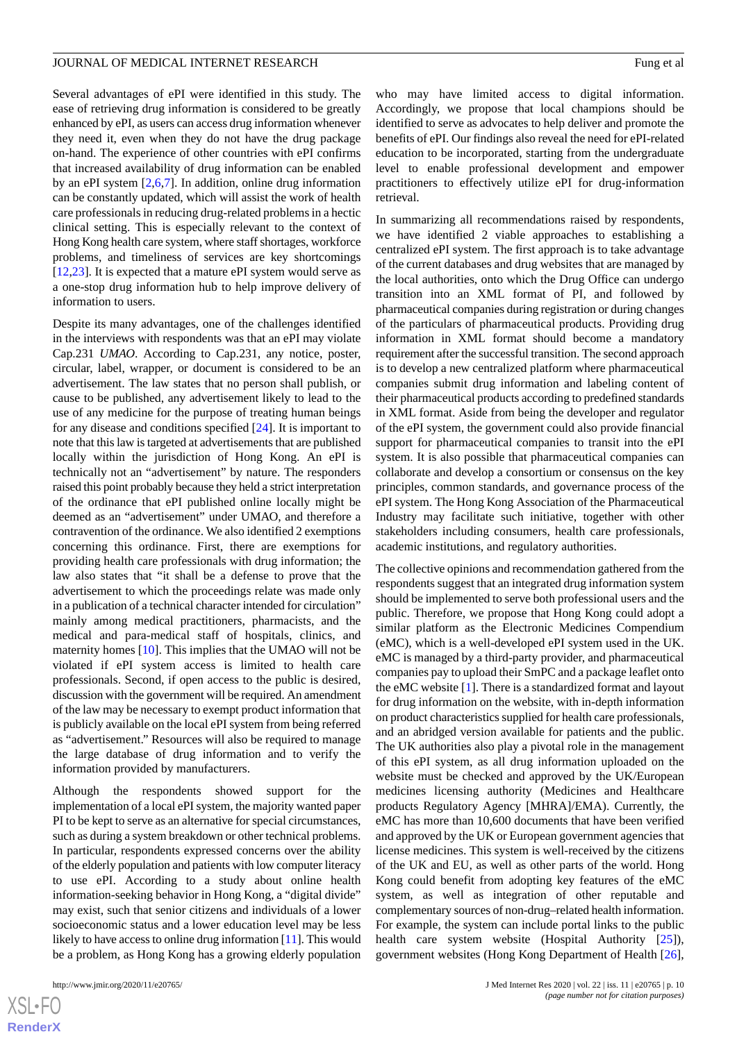Several advantages of ePI were identified in this study. The ease of retrieving drug information is considered to be greatly enhanced by ePI, as users can access drug information whenever they need it, even when they do not have the drug package on-hand. The experience of other countries with ePI confirms that increased availability of drug information can be enabled by an ePI system [2,6,7]. In addition, online drug information can be constantly updated, which will assist the work of health care professionals in reducing drug-related problems in a hectic clinical setting. This is especially relevant to the context of Hong Kong health care system, where staff shortages, workforce problems, and timeliness of services are key shortcomings [12,23]. It is expected that a mature ePI system would serve as a one-stop drug information hub to help improve delivery of information to users.

Despite its many advantages, one of the challenges identified in the interviews with respondents was that an ePI may violate Cap.231 *UMAO*. According to Cap.231, any notice, poster, circular, label, wrapper, or document is considered to be an advertisement. The law states that no person shall publish, or cause to be published, any advertisement likely to lead to the use of any medicine for the purpose of treating human beings for any disease and conditions specified [24]. It is important to note that this law is targeted at advertisements that are published locally within the jurisdiction of Hong Kong. An ePI is technically not an "advertisement" by nature. The responders raised this point probably because they held a strict interpretation of the ordinance that ePI published online locally might be deemed as an "advertisement" under UMAO, and therefore a contravention of the ordinance. We also identified 2 exemptions concerning this ordinance. First, there are exemptions for providing health care professionals with drug information; the law also states that "it shall be a defense to prove that the advertisement to which the proceedings relate was made only in a publication of a technical character intended for circulation" mainly among medical practitioners, pharmacists, and the medical and para-medical staff of hospitals, clinics, and maternity homes [10]. This implies that the UMAO will not be violated if ePI system access is limited to health care professionals. Second, if open access to the public is desired, discussion with the government will be required. An amendment of the law may be necessary to exempt product information that is publicly available on the local ePI system from being referred as "advertisement." Resources will also be required to manage the large database of drug information and to verify the information provided by manufacturers.

Although the respondents showed support for the implementation of a local ePI system, the majority wanted paper PI to be kept to serve as an alternative for special circumstances, such as during a system breakdown or other technical problems. In particular, respondents expressed concerns over the ability of the elderly population and patients with low computer literacy to use ePI. According to a study about online health information-seeking behavior in Hong Kong, a "digital divide" may exist, such that senior citizens and individuals of a lower socioeconomic status and a lower education level may be less likely to have access to online drug information [11]. This would be a problem, as Hong Kong has a growing elderly population who may have limited access to digital information. Accordingly, we propose that local champions should be identified to serve as advocates to help deliver and promote the benefits of ePI. Our findings also reveal the need for ePI-related education to be incorporated, starting from the undergraduate level to enable professional development and empower practitioners to effectively utilize ePI for drug-information retrieval.

In summarizing all recommendations raised by respondents, we have identified 2 viable approaches to establishing a centralized ePI system. The first approach is to take advantage of the current databases and drug websites that are managed by the local authorities, onto which the Drug Office can undergo transition into an XML format of PI, and followed by pharmaceutical companies during registration or during changes of the particulars of pharmaceutical products. Providing drug information in XML format should become a mandatory requirement after the successful transition. The second approach is to develop a new centralized platform where pharmaceutical companies submit drug information and labeling content of their pharmaceutical products according to predefined standards in XML format. Aside from being the developer and regulator of the ePI system, the government could also provide financial support for pharmaceutical companies to transit into the ePI system. It is also possible that pharmaceutical companies can collaborate and develop a consortium or consensus on the key principles, common standards, and governance process of the ePI system. The Hong Kong Association of the Pharmaceutical Industry may facilitate such initiative, together with other stakeholders including consumers, health care professionals, academic institutions, and regulatory authorities.

The collective opinions and recommendation gathered from the respondents suggest that an integrated drug information system should be implemented to serve both professional users and the public. Therefore, we propose that Hong Kong could adopt a similar platform as the Electronic Medicines Compendium (eMC), which is a well-developed ePI system used in the UK. eMC is managed by a third-party provider, and pharmaceutical companies pay to upload their SmPC and a package leaflet onto the eMC website [1]. There is a standardized format and layout for drug information on the website, with in-depth information on product characteristics supplied for health care professionals, and an abridged version available for patients and the public. The UK authorities also play a pivotal role in the management of this ePI system, as all drug information uploaded on the website must be checked and approved by the UK/European medicines licensing authority (Medicines and Healthcare products Regulatory Agency [MHRA]/EMA). Currently, the eMC has more than 10,600 documents that have been verified and approved by the UK or European government agencies that license medicines. This system is well-received by the citizens of the UK and EU, as well as other parts of the world. Hong Kong could benefit from adopting key features of the eMC system, as well as integration of other reputable and complementary sources of non-drug–related health information. For example, the system can include portal links to the public health care system website (Hospital Authority [25]), government websites (Hong Kong Department of Health [26],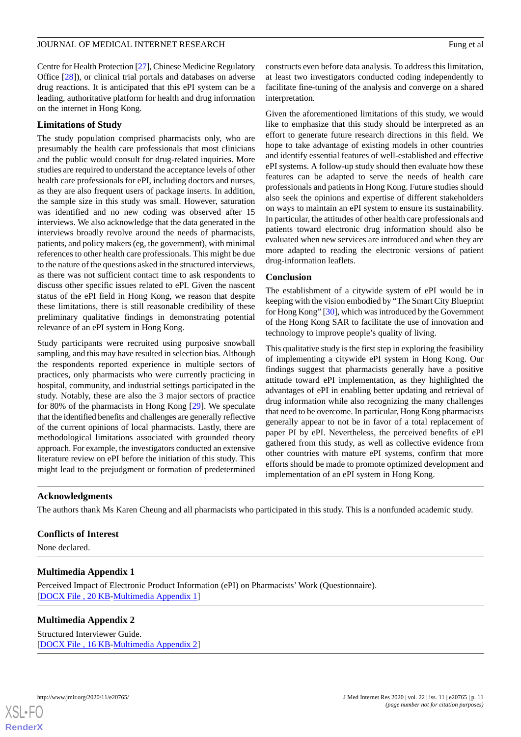Centre for Health Protection [27], Chinese Medicine Regulatory Office [28]), or clinical trial portals and databases on adverse drug reactions. It is anticipated that this ePI system can be a leading, authoritative platform for health and drug information on the internet in Hong Kong.

### Limitations of Study

The study population comprised pharmacists only, who are presumably the health care professionals that most clinicians and the public would consult for drug-related inquiries. More studies are required to understand the acceptance levels of other health care professionals for ePI, including doctors and nurses, as they are also frequent users of package inserts. In addition, the sample size in this study was small. However, saturation was identified and no new coding was observed after 15 interviews. We also acknowledge that the data generated in the interviews broadly revolve around the needs of pharmacists, patients, and policy makers (eg, the government), with minimal references to other health care professionals. This might be due to the nature of the questions asked in the structured interviews, as there was not sufficient contact time to ask respondents to discuss other specific issues related to ePI. Given the nascent status of the ePI field in Hong Kong, we reason that despite these limitations, there is still reasonable credibility of these preliminary qualitative findings in demonstrating potential relevance of an ePI system in Hong Kong.

Study participants were recruited using purposive snowball sampling, and this may have resulted in selection bias. Although the respondents reported experience in multiple sectors of practices, only pharmacists who were currently practicing in hospital, community, and industrial settings participated in the study. Notably, these are also the 3 major sectors of practice for 80% of the pharmacists in Hong Kong [29]. We speculate that the identified benefits and challenges are generally reflective of the current opinions of local pharmacists. Lastly, there are methodological limitations associated with grounded theory approach. For example, the investigators conducted an extensive literature review on ePI before the initiation of this study. This might lead to the prejudgment or formation of predetermined constructs even before data analysis. To address this limitation, at least two investigators conducted coding independently to facilitate fine-tuning of the analysis and converge on a shared interpretation.

Given the aforementioned limitations of this study, we would like to emphasize that this study should be interpreted as an effort to generate future research directions in this field. We hope to take advantage of existing models in other countries and identify essential features of well-established and effective ePI systems. A follow-up study should then evaluate how these features can be adapted to serve the needs of health care professionals and patients in Hong Kong. Future studies should also seek the opinions and expertise of different stakeholders on ways to maintain an ePI system to ensure its sustainability. In particular, the attitudes of other health care professionals and patients toward electronic drug information should also be evaluated when new services are introduced and when they are more adapted to reading the electronic versions of patient drug-information leaflets.

### Conclusion

The establishment of a citywide system of ePI would be in keeping with the vision embodied by "The Smart City Blueprint for Hong Kong" [30], which was introduced by the Government of the Hong Kong SAR to facilitate the use of innovation and technology to improve people's quality of living.

This qualitative study is the first step in exploring the feasibility of implementing a citywide ePI system in Hong Kong. Our findings suggest that pharmacists generally have a positive attitude toward ePI implementation, as they highlighted the advantages of ePI in enabling better updating and retrieval of drug information while also recognizing the many challenges that need to be overcome. In particular, Hong Kong pharmacists generally appear to not be in favor of a total replacement of paper PI by ePI. Nevertheless, the perceived benefits of ePI gathered from this study, as well as collective evidence from other countries with mature ePI systems, confirm that more efforts should be made to promote optimized development and implementation of an ePI system in Hong Kong.

## Acknowledgments

The authors thank Ms Karen Cheung and all pharmacists who participated in this study. This is a nonfunded academic study.

## Conflicts of Interest

None declared.

## Multimedia Appendix 1

Perceived Impact of Electronic Product Information (ePI) on Pharmacists' Work (Questionnaire).
[DOCX File , 20 KB-Multimedia Appendix 1]

## Multimedia Appendix 2

Structured Interviewer Guide.
[DOCX File , 16 KB-Multimedia Appendix 2]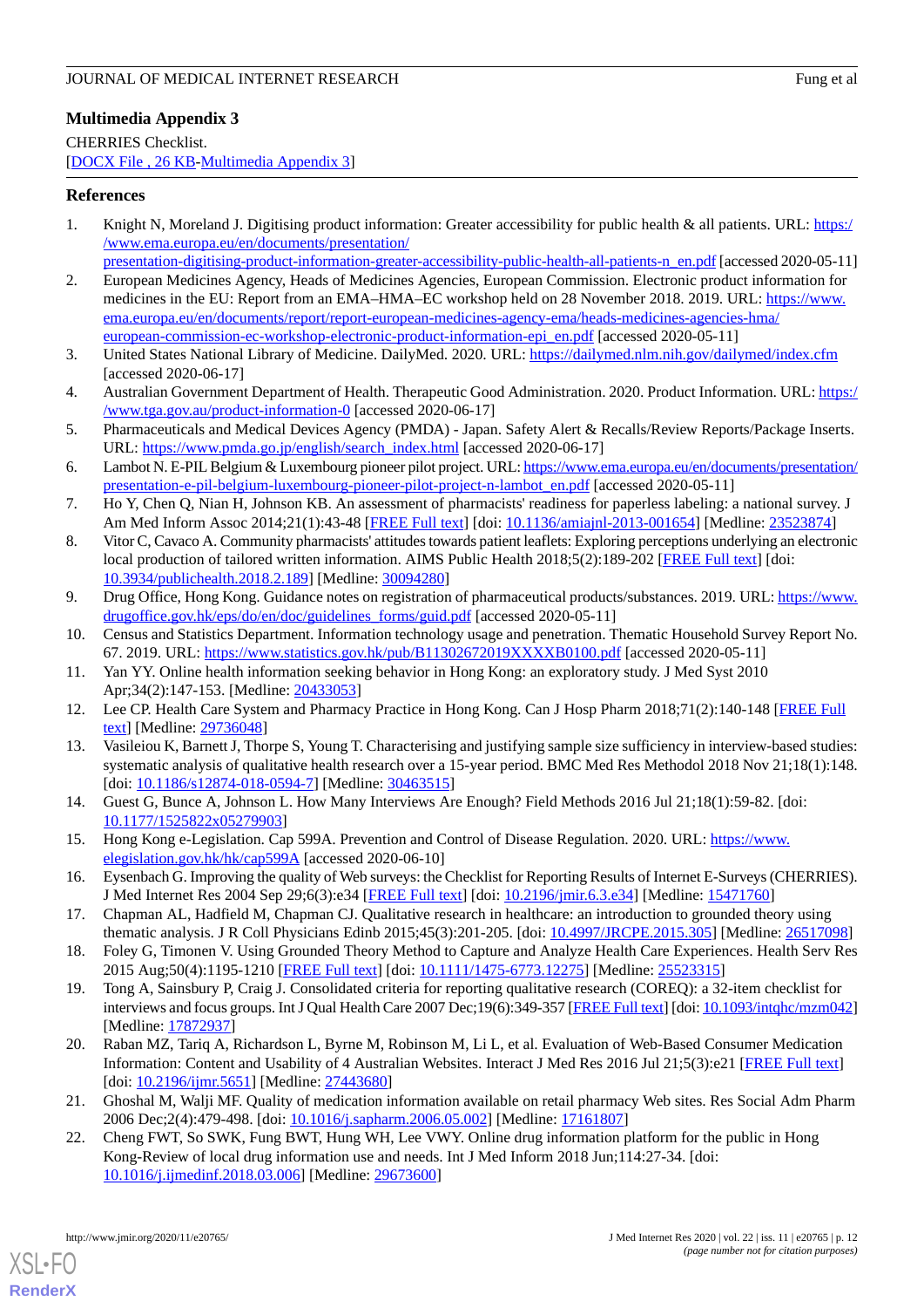### Multimedia Appendix 3

CHERRIES Checklist.

[DOCX File , 26 KB-Multimedia Appendix 3]

## References

1. Knight N, Moreland J. Digitising product information: Greater accessibility for public health & all patients. URL: https://www.ema.europa.eu/en/documents/presentation/presentation-digitising-product-information-greater-accessibility-public-health-all-patients-n_en.pdf [accessed 2020-05-11]
2. European Medicines Agency, Heads of Medicines Agencies, European Commission. Electronic product information for medicines in the EU: Report from an EMA–HMA–EC workshop held on 28 November 2018. 2019. URL: https://www.ema.europa.eu/en/documents/report/report-european-medicines-agency-ema/heads-medicines-agencies-hma/european-commission-ec-workshop-electronic-product-information-epi_en.pdf [accessed 2020-05-11]
3. United States National Library of Medicine. DailyMed. 2020. URL: https://dailymed.nlm.nih.gov/dailymed/index.cfm [accessed 2020-06-17]
4. Australian Government Department of Health. Therapeutic Good Administration. 2020. Product Information. URL: https://www.tga.gov.au/product-information-0 [accessed 2020-06-17]
5. Pharmaceuticals and Medical Devices Agency (PMDA) - Japan. Safety Alert & Recalls/Review Reports/Package Inserts. URL: https://www.pmda.go.jp/english/search_index.html [accessed 2020-06-17]
6. Lambot N. E-PIL Belgium & Luxembourg pioneer pilot project. URL: https://www.ema.europa.eu/en/documents/presentation/presentation-e-pil-belgium-luxembourg-pioneer-pilot-project-n-lambot_en.pdf [accessed 2020-05-11]
7. Ho Y, Chen Q, Nian H, Johnson KB. An assessment of pharmacists' readiness for paperless labeling: a national survey. J Am Med Inform Assoc 2014;21(1):43-48 [FREE Full text] [doi: 10.1136/amiajnl-2013-001654] [Medline: 23523874]
8. Vitor C, Cavaco A. Community pharmacists' attitudes towards patient leaflets: Exploring perceptions underlying an electronic local production of tailored written information. AIMS Public Health 2018;5(2):189-202 [FREE Full text] [doi: 10.3934/publichealth.2018.2.189] [Medline: 30094280]
9. Drug Office, Hong Kong. Guidance notes on registration of pharmaceutical products/substances. 2019. URL: https://www.drugoffice.gov.hk/eps/do/en/doc/guidelines_forms/guid.pdf [accessed 2020-05-11]
10. Census and Statistics Department. Information technology usage and penetration. Thematic Household Survey Report No. 67. 2019. URL: https://www.statistics.gov.hk/pub/B11302672019XXXXB0100.pdf [accessed 2020-05-11]
11. Yan YY. Online health information seeking behavior in Hong Kong: an exploratory study. J Med Syst 2010 Apr;34(2):147-153. [Medline: 20433053]
12. Lee CP. Health Care System and Pharmacy Practice in Hong Kong. Can J Hosp Pharm 2018;71(2):140-148 [FREE Full text] [Medline: 29736048]
13. Vasileiou K, Barnett J, Thorpe S, Young T. Characterising and justifying sample size sufficiency in interview-based studies: systematic analysis of qualitative health research over a 15-year period. BMC Med Res Methodol 2018 Nov 21;18(1):148. [doi: 10.1186/s12874-018-0594-7] [Medline: 30463515]
14. Guest G, Bunce A, Johnson L. How Many Interviews Are Enough? Field Methods 2016 Jul 21;18(1):59-82. [doi: 10.1177/1525822x05279903]
15. Hong Kong e-Legislation. Cap 599A. Prevention and Control of Disease Regulation. 2020. URL: https://www.elegislation.gov.hk/hk/cap599A [accessed 2020-06-10]
16. Eysenbach G. Improving the quality of Web surveys: the Checklist for Reporting Results of Internet E-Surveys (CHERRIES). J Med Internet Res 2004 Sep 29;6(3):e34 [FREE Full text] [doi: 10.2196/jmir.6.3.e34] [Medline: 15471760]
17. Chapman AL, Hadfield M, Chapman CJ. Qualitative research in healthcare: an introduction to grounded theory using thematic analysis. J R Coll Physicians Edinb 2015;45(3):201-205. [doi: 10.4997/JRCPE.2015.305] [Medline: 26517098]
18. Foley G, Timonen V. Using Grounded Theory Method to Capture and Analyze Health Care Experiences. Health Serv Res 2015 Aug;50(4):1195-1210 [FREE Full text] [doi: 10.1111/1475-6773.12275] [Medline: 25523315]
19. Tong A, Sainsbury P, Craig J. Consolidated criteria for reporting qualitative research (COREQ): a 32-item checklist for interviews and focus groups. Int J Qual Health Care 2007 Dec;19(6):349-357 [FREE Full text] [doi: 10.1093/intqhc/mzm042] [Medline: 17872937]
20. Raban MZ, Tariq A, Richardson L, Byrne M, Robinson M, Li L, et al. Evaluation of Web-Based Consumer Medication Information: Content and Usability of 4 Australian Websites. Interact J Med Res 2016 Jul 21;5(3):e21 [FREE Full text] [doi: 10.2196/ijmr.5651] [Medline: 27443680]
21. Ghoshal M, Walji MF. Quality of medication information available on retail pharmacy Web sites. Res Social Adm Pharm 2006 Dec;2(4):479-498. [doi: 10.1016/j.sapharm.2006.05.002] [Medline: 17161807]
22. Cheng FWT, So SWK, Fung BWT, Hung WH, Lee VWY. Online drug information platform for the public in Hong Kong-Review of local drug information use and needs. Int J Med Inform 2018 Jun;114:27-34. [doi: 10.1016/j.ijmedinf.2018.03.006] [Medline: 29673600]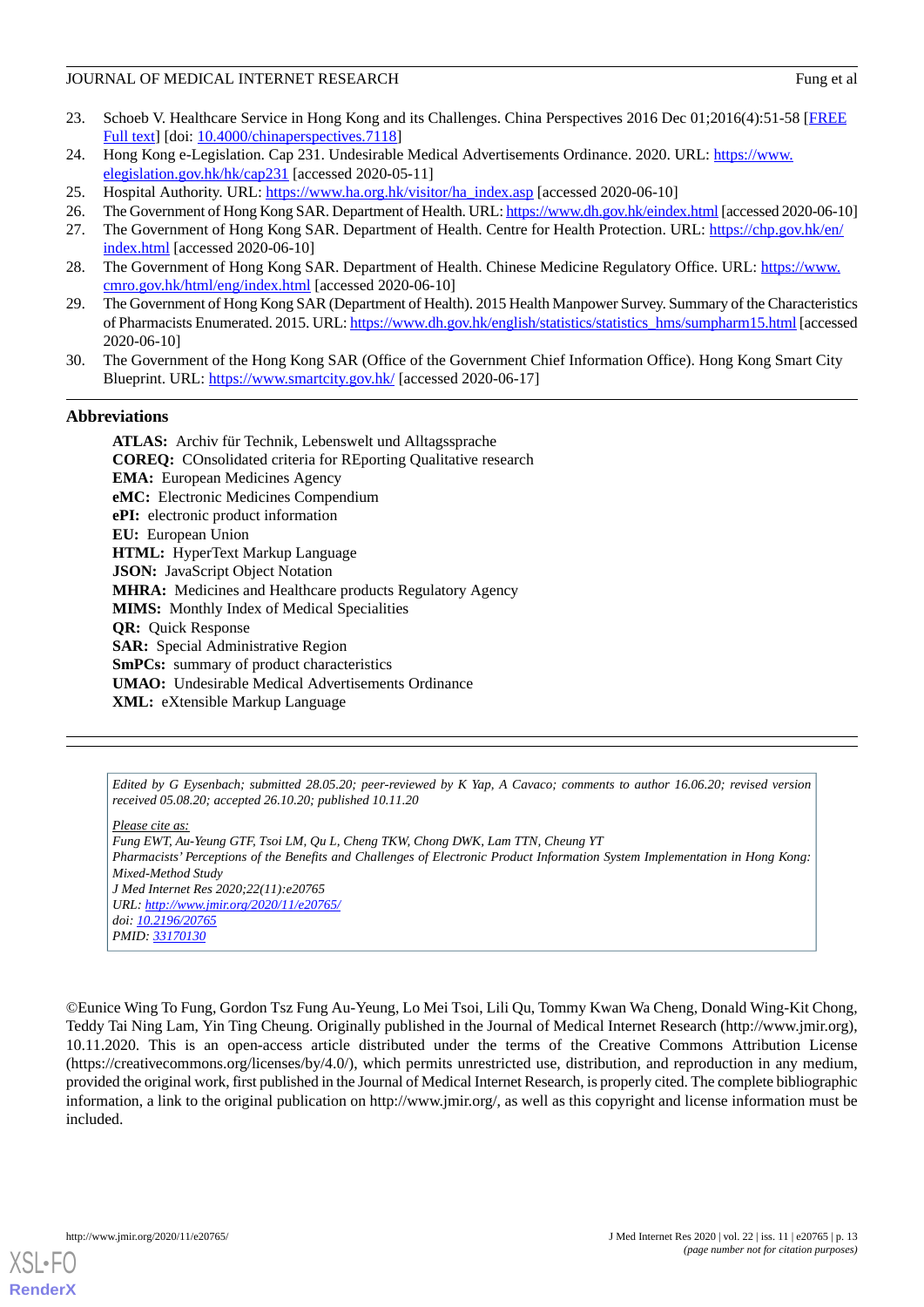23. Schoeb V. Healthcare Service in Hong Kong and its Challenges. China Perspectives 2016 Dec 01;2016(4):51-58 [FREE Full text] [doi: 10.4000/chinaperspectives.7118]
24. Hong Kong e-Legislation. Cap 231. Undesirable Medical Advertisements Ordinance. 2020. URL: https://www.elegislation.gov.hk/hk/cap231 [accessed 2020-05-11]
25. Hospital Authority. URL: https://www.ha.org.hk/visitor/ha_index.asp [accessed 2020-06-10]
26. The Government of Hong Kong SAR. Department of Health. URL: https://www.dh.gov.hk/eindex.html [accessed 2020-06-10]
27. The Government of Hong Kong SAR. Department of Health. Centre for Health Protection. URL: https://chp.gov.hk/en/index.html [accessed 2020-06-10]
28. The Government of Hong Kong SAR. Department of Health. Chinese Medicine Regulatory Office. URL: https://www.cmro.gov.hk/html/eng/index.html [accessed 2020-06-10]
29. The Government of Hong Kong SAR (Department of Health). 2015 Health Manpower Survey. Summary of the Characteristics of Pharmacists Enumerated. 2015. URL: https://www.dh.gov.hk/english/statistics/statistics_hms/sumpharm15.html [accessed 2020-06-10]
30. The Government of the Hong Kong SAR (Office of the Government Chief Information Office). Hong Kong Smart City Blueprint. URL: https://www.smartcity.gov.hk/ [accessed 2020-06-17]

## Abbreviations

**ATLAS:** Archiv für Technik, Lebenswelt und Alltagssprache
**COREQ:** COnsolidated criteria for REporting Qualitative research
**EMA:** European Medicines Agency
**eMC:** Electronic Medicines Compendium
**ePI:** electronic product information
**EU:** European Union
**HTML:** HyperText Markup Language
**JSON:** JavaScript Object Notation
**MHRA:** Medicines and Healthcare products Regulatory Agency
**MIMS:** Monthly Index of Medical Specialities
**QR:** Quick Response
**SAR:** Special Administrative Region
**SmPCs:** summary of product characteristics
**UMAO:** Undesirable Medical Advertisements Ordinance
**XML:** eXtensible Markup Language

*Edited by G Eysenbach; submitted 28.05.20; peer-reviewed by K Yap, A Cavaco; comments to author 16.06.20; revised version received 05.08.20; accepted 26.10.20; published 10.11.20*

*Please cite as:*
*Fung EWT, Au-Yeung GTF, Tsoi LM, Qu L, Cheng TKW, Chong DWK, Lam TTN, Cheung YT*
*Pharmacists' Perceptions of the Benefits and Challenges of Electronic Product Information System Implementation in Hong Kong: Mixed-Method Study*
*J Med Internet Res 2020;22(11):e20765*
*URL: http://www.jmir.org/2020/11/e20765/*
*doi: 10.2196/20765*
*PMID: 33170130*

©Eunice Wing To Fung, Gordon Tsz Fung Au-Yeung, Lo Mei Tsoi, Lili Qu, Tommy Kwan Wa Cheng, Donald Wing-Kit Chong, Teddy Tai Ning Lam, Yin Ting Cheung. Originally published in the Journal of Medical Internet Research (http://www.jmir.org), 10.11.2020. This is an open-access article distributed under the terms of the Creative Commons Attribution License (https://creativecommons.org/licenses/by/4.0/), which permits unrestricted use, distribution, and reproduction in any medium, provided the original work, first published in the Journal of Medical Internet Research, is properly cited. The complete bibliographic information, a link to the original publication on http://www.jmir.org/, as well as this copyright and license information must be included.